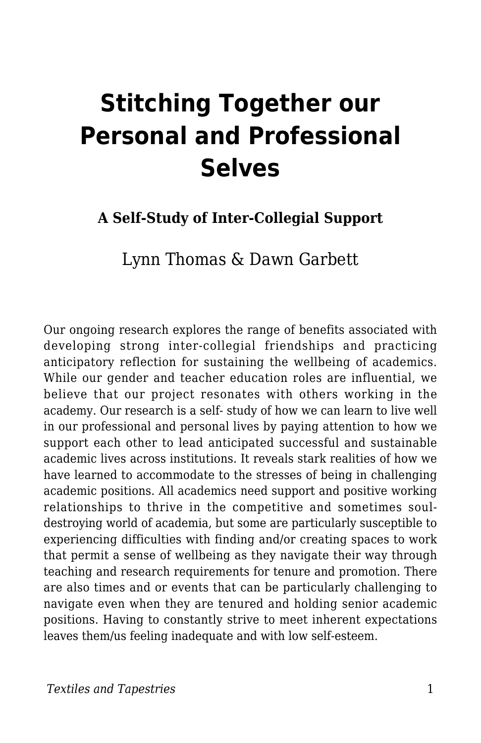# Stitching Together our Personal and Professional Selves

### A Self-Study of Inter-Collegial Support

Lynn Thomas & Dawn Garbett

Our ongoing research explores the range of benefits associated with developing strong inter-collegial friendships and practicing anticipatory reflection for sustaining the wellbeing of academics. While our gender and teacher education roles are influential, we believe that our project resonates with others working in the academy. Our research is a self- study of how we can learn to live well in our professional and personal lives by paying attention to how we support each other to lead anticipated successful and sustainable academic lives across institutions. It reveals stark realities of how we have learned to accommodate to the stresses of being in challenging academic positions. All academics need support and positive working relationships to thrive in the competitive and sometimes soul-destroying world of academia, but some are particularly susceptible to experiencing difficulties with finding and/or creating spaces to work that permit a sense of wellbeing as they navigate their way through teaching and research requirements for tenure and promotion. There are also times and or events that can be particularly challenging to navigate even when they are tenured and holding senior academic positions. Having to constantly strive to meet inherent expectations leaves them/us feeling inadequate and with low self-esteem.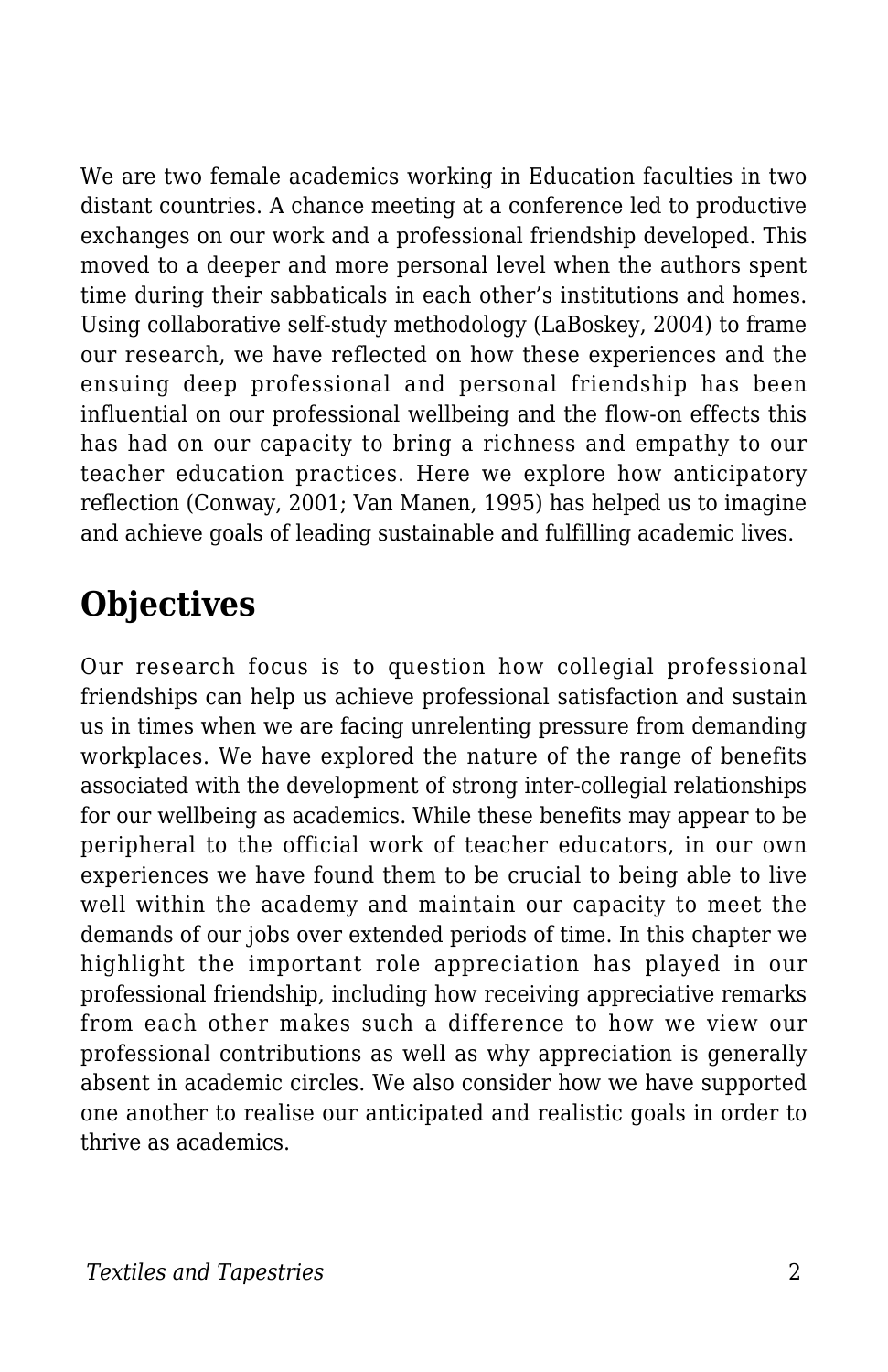We are two female academics working in Education faculties in two distant countries. A chance meeting at a conference led to productive exchanges on our work and a professional friendship developed. This moved to a deeper and more personal level when the authors spent time during their sabbaticals in each other's institutions and homes. Using collaborative self-study methodology (LaBoskey, 2004) to frame our research, we have reflected on how these experiences and the ensuing deep professional and personal friendship has been influential on our professional wellbeing and the flow-on effects this has had on our capacity to bring a richness and empathy to our teacher education practices. Here we explore how anticipatory reflection (Conway, 2001; Van Manen, 1995) has helped us to imagine and achieve goals of leading sustainable and fulfilling academic lives.

## Objectives

Our research focus is to question how collegial professional friendships can help us achieve professional satisfaction and sustain us in times when we are facing unrelenting pressure from demanding workplaces. We have explored the nature of the range of benefits associated with the development of strong inter-collegial relationships for our wellbeing as academics. While these benefits may appear to be peripheral to the official work of teacher educators, in our own experiences we have found them to be crucial to being able to live well within the academy and maintain our capacity to meet the demands of our jobs over extended periods of time. In this chapter we highlight the important role appreciation has played in our professional friendship, including how receiving appreciative remarks from each other makes such a difference to how we view our professional contributions as well as why appreciation is generally absent in academic circles. We also consider how we have supported one another to realise our anticipated and realistic goals in order to thrive as academics.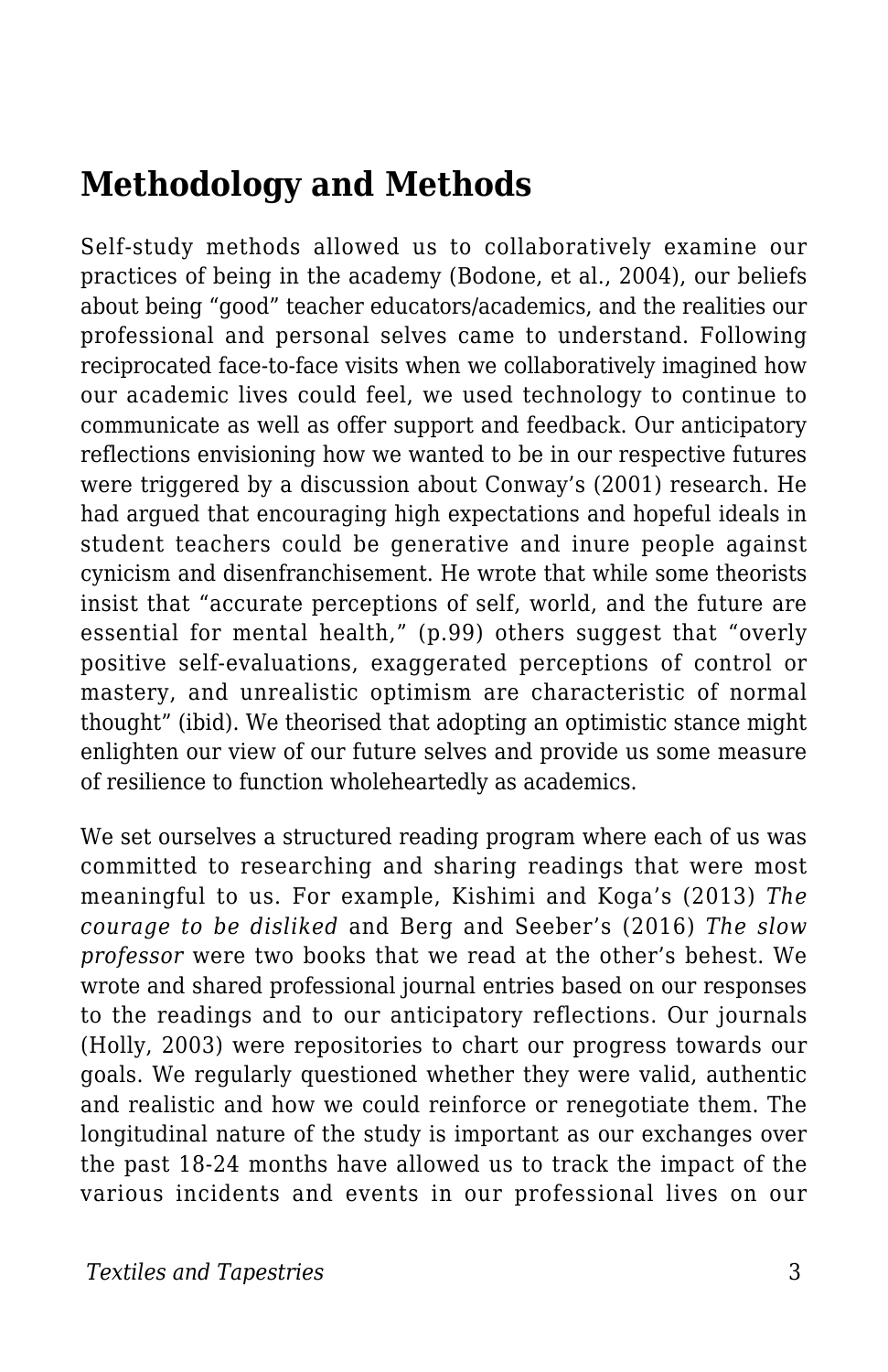## Methodology and Methods

Self-study methods allowed us to collaboratively examine our practices of being in the academy (Bodone, et al., 2004), our beliefs about being "good" teacher educators/academics, and the realities our professional and personal selves came to understand. Following reciprocated face-to-face visits when we collaboratively imagined how our academic lives could feel, we used technology to continue to communicate as well as offer support and feedback. Our anticipatory reflections envisioning how we wanted to be in our respective futures were triggered by a discussion about Conway's (2001) research. He had argued that encouraging high expectations and hopeful ideals in student teachers could be generative and inure people against cynicism and disenfranchisement. He wrote that while some theorists insist that "accurate perceptions of self, world, and the future are essential for mental health," (p.99) others suggest that "overly positive self-evaluations, exaggerated perceptions of control or mastery, and unrealistic optimism are characteristic of normal thought" (ibid). We theorised that adopting an optimistic stance might enlighten our view of our future selves and provide us some measure of resilience to function wholeheartedly as academics.

We set ourselves a structured reading program where each of us was committed to researching and sharing readings that were most meaningful to us. For example, Kishimi and Koga's (2013) *The courage to be disliked* and Berg and Seeber's (2016) *The slow professor* were two books that we read at the other's behest. We wrote and shared professional journal entries based on our responses to the readings and to our anticipatory reflections. Our journals (Holly, 2003) were repositories to chart our progress towards our goals. We regularly questioned whether they were valid, authentic and realistic and how we could reinforce or renegotiate them. The longitudinal nature of the study is important as our exchanges over the past 18-24 months have allowed us to track the impact of the various incidents and events in our professional lives on our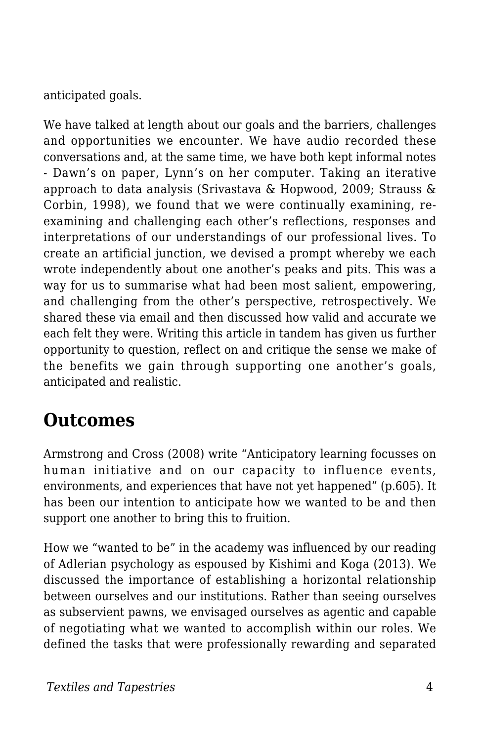anticipated goals.

We have talked at length about our goals and the barriers, challenges and opportunities we encounter. We have audio recorded these conversations and, at the same time, we have both kept informal notes - Dawn's on paper, Lynn's on her computer. Taking an iterative approach to data analysis (Srivastava & Hopwood, 2009; Strauss & Corbin, 1998), we found that we were continually examining, re-examining and challenging each other's reflections, responses and interpretations of our understandings of our professional lives. To create an artificial junction, we devised a prompt whereby we each wrote independently about one another's peaks and pits. This was a way for us to summarise what had been most salient, empowering, and challenging from the other's perspective, retrospectively. We shared these via email and then discussed how valid and accurate we each felt they were. Writing this article in tandem has given us further opportunity to question, reflect on and critique the sense we make of the benefits we gain through supporting one another's goals, anticipated and realistic.

## Outcomes

Armstrong and Cross (2008) write "Anticipatory learning focusses on human initiative and on our capacity to influence events, environments, and experiences that have not yet happened" (p.605). It has been our intention to anticipate how we wanted to be and then support one another to bring this to fruition.

How we "wanted to be" in the academy was influenced by our reading of Adlerian psychology as espoused by Kishimi and Koga (2013). We discussed the importance of establishing a horizontal relationship between ourselves and our institutions. Rather than seeing ourselves as subservient pawns, we envisaged ourselves as agentic and capable of negotiating what we wanted to accomplish within our roles. We defined the tasks that were professionally rewarding and separated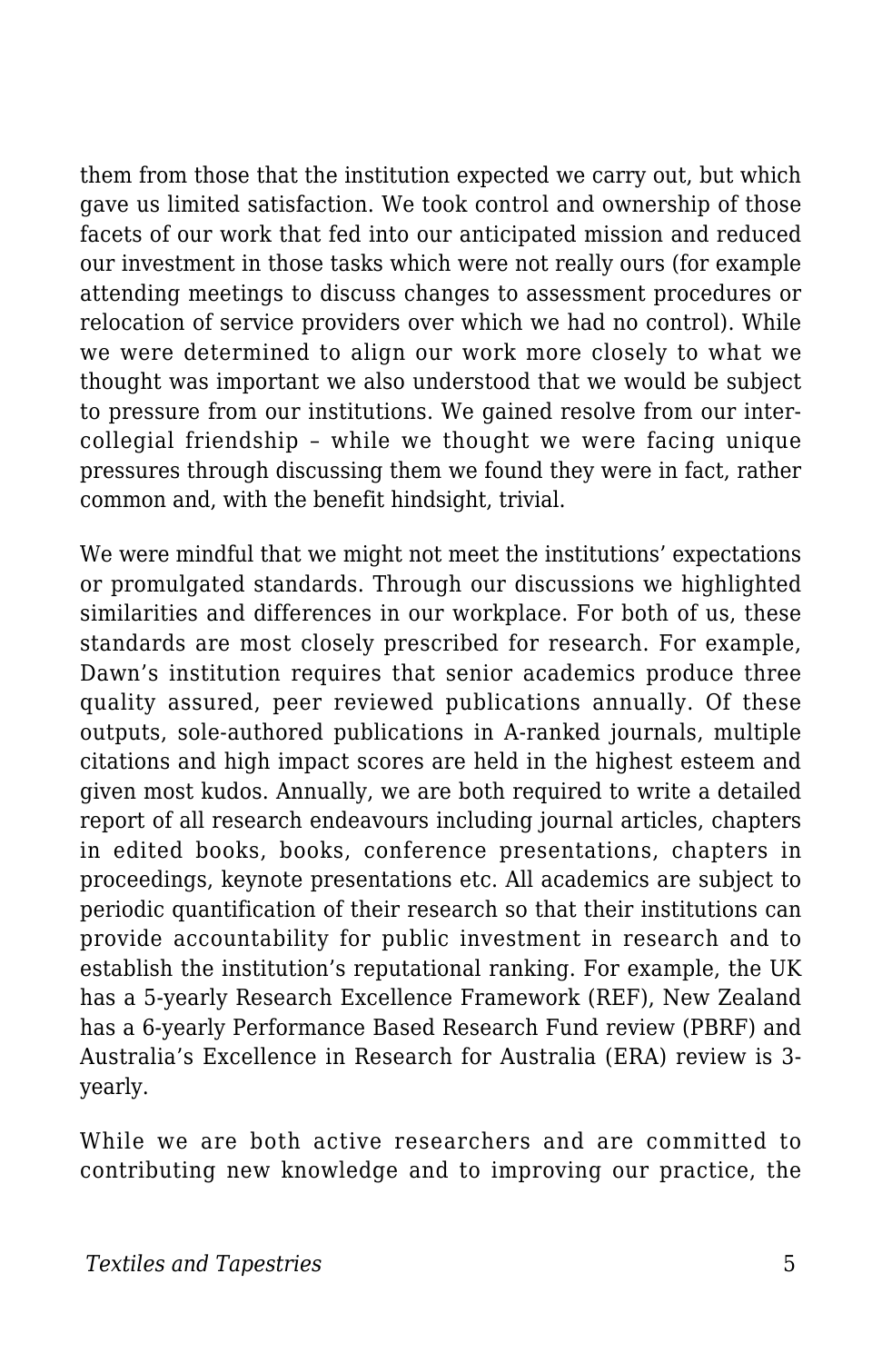them from those that the institution expected we carry out, but which gave us limited satisfaction. We took control and ownership of those facets of our work that fed into our anticipated mission and reduced our investment in those tasks which were not really ours (for example attending meetings to discuss changes to assessment procedures or relocation of service providers over which we had no control). While we were determined to align our work more closely to what we thought was important we also understood that we would be subject to pressure from our institutions. We gained resolve from our inter-collegial friendship – while we thought we were facing unique pressures through discussing them we found they were in fact, rather common and, with the benefit hindsight, trivial.

We were mindful that we might not meet the institutions' expectations or promulgated standards. Through our discussions we highlighted similarities and differences in our workplace. For both of us, these standards are most closely prescribed for research. For example, Dawn's institution requires that senior academics produce three quality assured, peer reviewed publications annually. Of these outputs, sole-authored publications in A-ranked journals, multiple citations and high impact scores are held in the highest esteem and given most kudos. Annually, we are both required to write a detailed report of all research endeavours including journal articles, chapters in edited books, books, conference presentations, chapters in proceedings, keynote presentations etc. All academics are subject to periodic quantification of their research so that their institutions can provide accountability for public investment in research and to establish the institution's reputational ranking. For example, the UK has a 5-yearly Research Excellence Framework (REF), New Zealand has a 6-yearly Performance Based Research Fund review (PBRF) and Australia's Excellence in Research for Australia (ERA) review is 3-yearly.

While we are both active researchers and are committed to contributing new knowledge and to improving our practice, the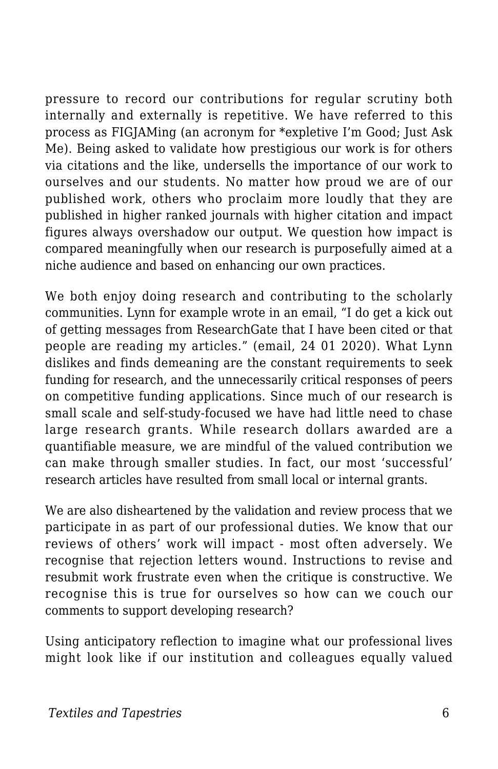pressure to record our contributions for regular scrutiny both internally and externally is repetitive. We have referred to this process as FIGJAMing (an acronym for *expletive I'm Good; Just Ask Me). Being asked to validate how prestigious our work is for others via citations and the like, undersells the importance of our work to ourselves and our students. No matter how proud we are of our published work, others who proclaim more loudly that they are published in higher ranked journals with higher citation and impact figures always overshadow our output. We question how impact is compared meaningfully when our research is purposefully aimed at a niche audience and based on enhancing our own practices.

We both enjoy doing research and contributing to the scholarly communities. Lynn for example wrote in an email, "I do get a kick out of getting messages from ResearchGate that I have been cited or that people are reading my articles." (email, 24 01 2020). What Lynn dislikes and finds demeaning are the constant requirements to seek funding for research, and the unnecessarily critical responses of peers on competitive funding applications. Since much of our research is small scale and self-study-focused we have had little need to chase large research grants. While research dollars awarded are a quantifiable measure, we are mindful of the valued contribution we can make through smaller studies. In fact, our most 'successful' research articles have resulted from small local or internal grants.

We are also disheartened by the validation and review process that we participate in as part of our professional duties. We know that our reviews of others' work will impact - most often adversely. We recognise that rejection letters wound. Instructions to revise and resubmit work frustrate even when the critique is constructive. We recognise this is true for ourselves so how can we couch our comments to support developing research?

Using anticipatory reflection to imagine what our professional lives might look like if our institution and colleagues equally valued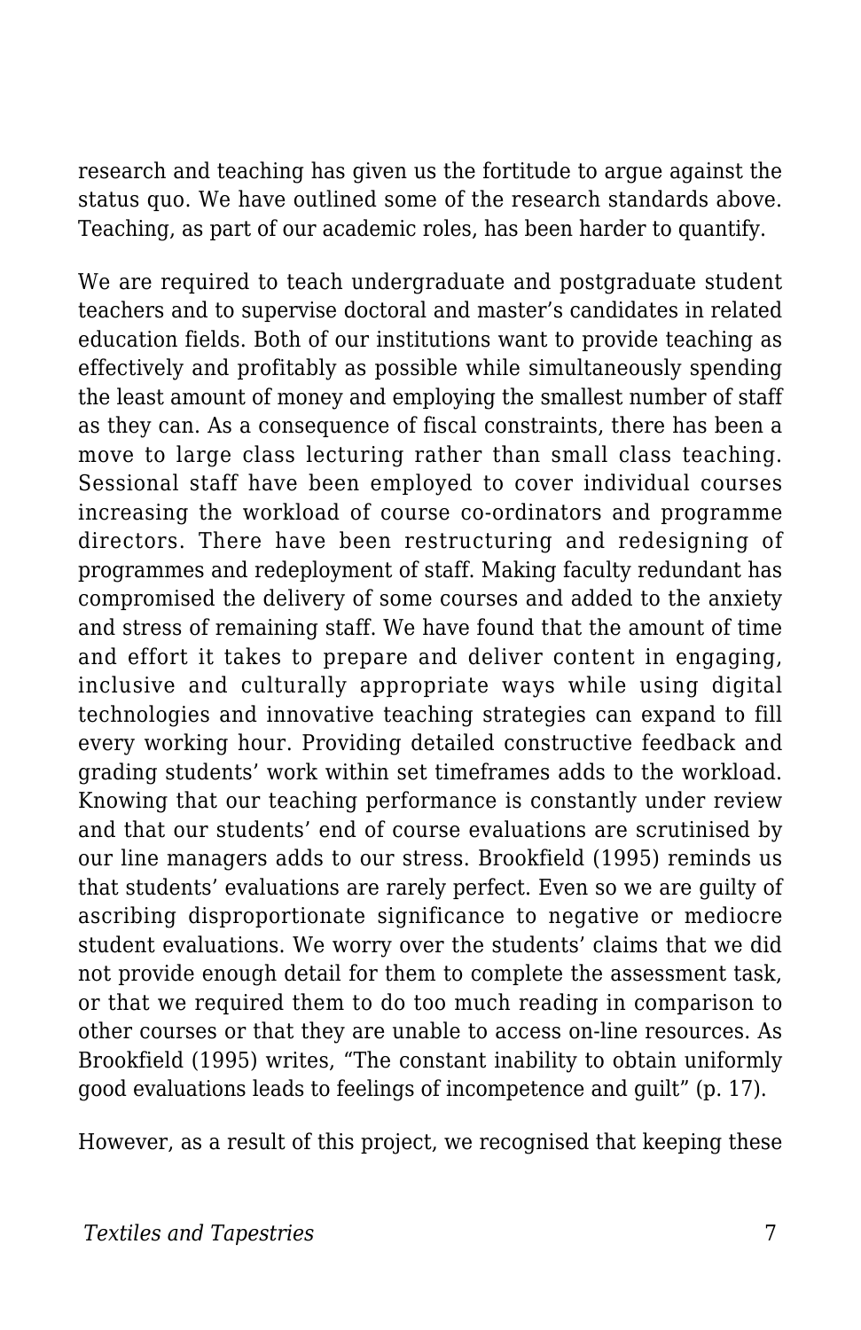research and teaching has given us the fortitude to argue against the status quo. We have outlined some of the research standards above. Teaching, as part of our academic roles, has been harder to quantify.

We are required to teach undergraduate and postgraduate student teachers and to supervise doctoral and master's candidates in related education fields. Both of our institutions want to provide teaching as effectively and profitably as possible while simultaneously spending the least amount of money and employing the smallest number of staff as they can. As a consequence of fiscal constraints, there has been a move to large class lecturing rather than small class teaching. Sessional staff have been employed to cover individual courses increasing the workload of course co-ordinators and programme directors. There have been restructuring and redesigning of programmes and redeployment of staff. Making faculty redundant has compromised the delivery of some courses and added to the anxiety and stress of remaining staff. We have found that the amount of time and effort it takes to prepare and deliver content in engaging, inclusive and culturally appropriate ways while using digital technologies and innovative teaching strategies can expand to fill every working hour. Providing detailed constructive feedback and grading students' work within set timeframes adds to the workload. Knowing that our teaching performance is constantly under review and that our students' end of course evaluations are scrutinised by our line managers adds to our stress. Brookfield (1995) reminds us that students' evaluations are rarely perfect. Even so we are guilty of ascribing disproportionate significance to negative or mediocre student evaluations. We worry over the students' claims that we did not provide enough detail for them to complete the assessment task, or that we required them to do too much reading in comparison to other courses or that they are unable to access on-line resources. As Brookfield (1995) writes, "The constant inability to obtain uniformly good evaluations leads to feelings of incompetence and guilt" (p. 17).

However, as a result of this project, we recognised that keeping these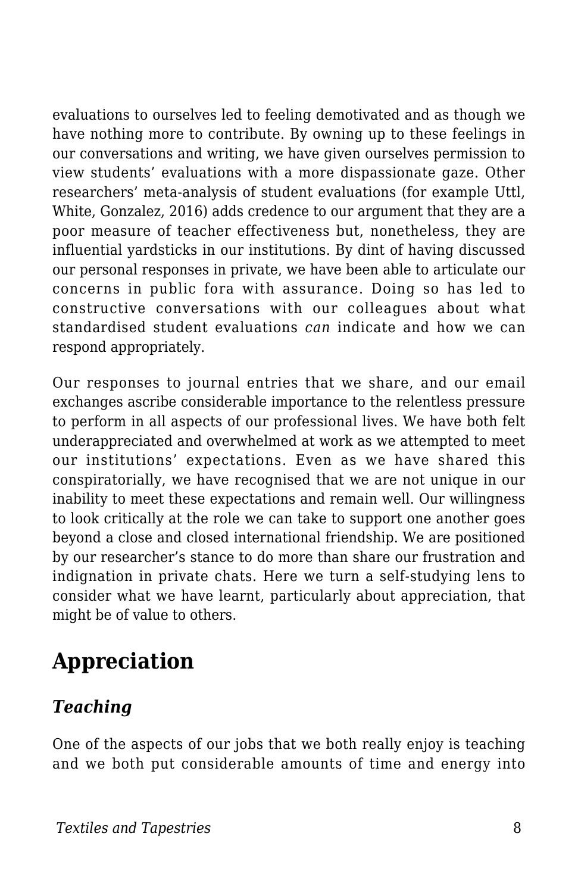evaluations to ourselves led to feeling demotivated and as though we have nothing more to contribute. By owning up to these feelings in our conversations and writing, we have given ourselves permission to view students' evaluations with a more dispassionate gaze. Other researchers' meta-analysis of student evaluations (for example Uttl, White, Gonzalez, 2016) adds credence to our argument that they are a poor measure of teacher effectiveness but, nonetheless, they are influential yardsticks in our institutions. By dint of having discussed our personal responses in private, we have been able to articulate our concerns in public fora with assurance. Doing so has led to constructive conversations with our colleagues about what standardised student evaluations *can* indicate and how we can respond appropriately.

Our responses to journal entries that we share, and our email exchanges ascribe considerable importance to the relentless pressure to perform in all aspects of our professional lives. We have both felt underappreciated and overwhelmed at work as we attempted to meet our institutions' expectations. Even as we have shared this conspiratorially, we have recognised that we are not unique in our inability to meet these expectations and remain well. Our willingness to look critically at the role we can take to support one another goes beyond a close and closed international friendship. We are positioned by our researcher's stance to do more than share our frustration and indignation in private chats. Here we turn a self-studying lens to consider what we have learnt, particularly about appreciation, that might be of value to others.

## Appreciation

### *Teaching*

One of the aspects of our jobs that we both really enjoy is teaching and we both put considerable amounts of time and energy into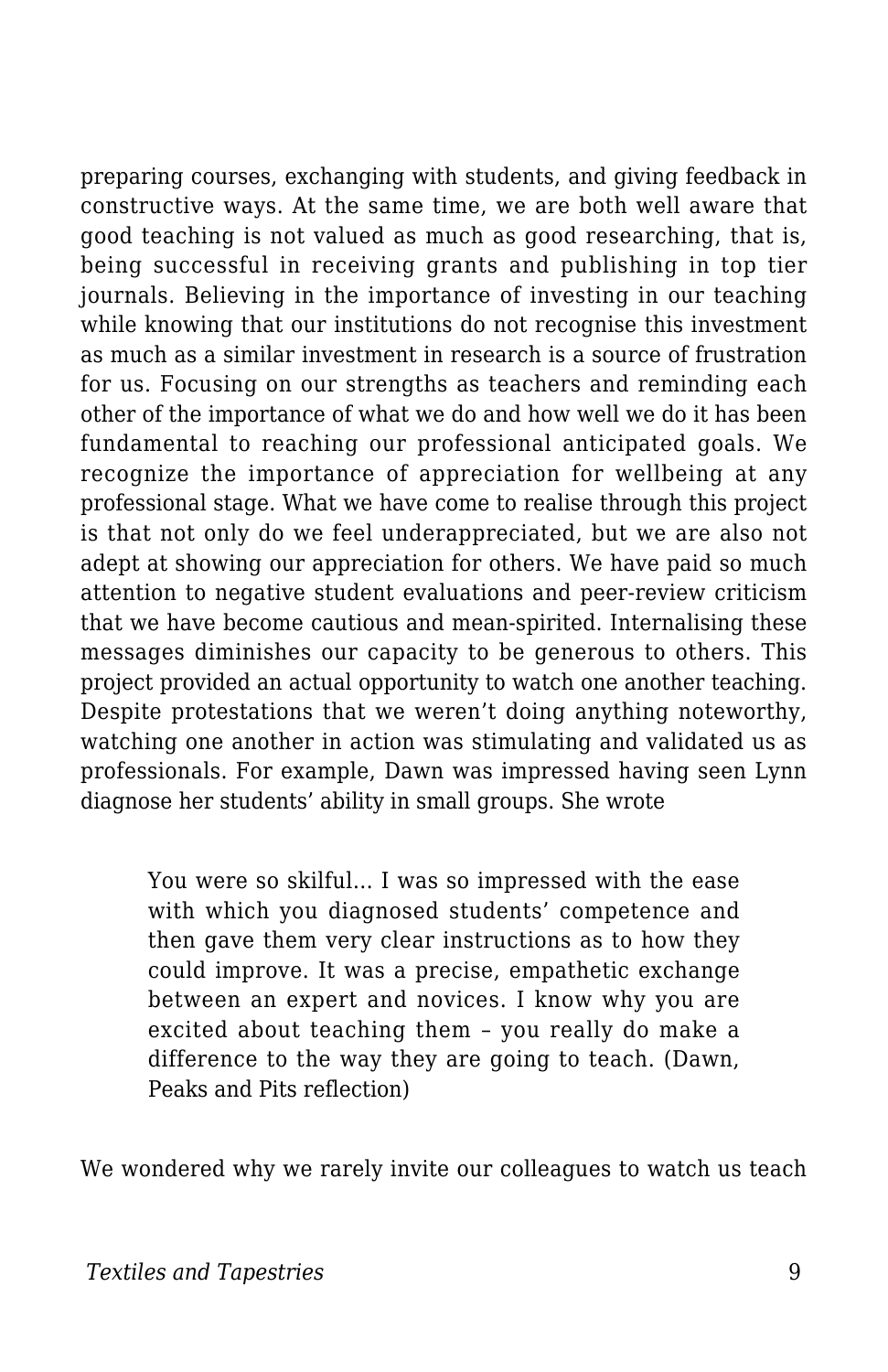preparing courses, exchanging with students, and giving feedback in constructive ways. At the same time, we are both well aware that good teaching is not valued as much as good researching, that is, being successful in receiving grants and publishing in top tier journals. Believing in the importance of investing in our teaching while knowing that our institutions do not recognise this investment as much as a similar investment in research is a source of frustration for us. Focusing on our strengths as teachers and reminding each other of the importance of what we do and how well we do it has been fundamental to reaching our professional anticipated goals. We recognize the importance of appreciation for wellbeing at any professional stage. What we have come to realise through this project is that not only do we feel underappreciated, but we are also not adept at showing our appreciation for others. We have paid so much attention to negative student evaluations and peer-review criticism that we have become cautious and mean-spirited. Internalising these messages diminishes our capacity to be generous to others. This project provided an actual opportunity to watch one another teaching. Despite protestations that we weren't doing anything noteworthy, watching one another in action was stimulating and validated us as professionals. For example, Dawn was impressed having seen Lynn diagnose her students' ability in small groups. She wrote

> You were so skilful… I was so impressed with the ease with which you diagnosed students' competence and then gave them very clear instructions as to how they could improve. It was a precise, empathetic exchange between an expert and novices. I know why you are excited about teaching them – you really do make a difference to the way they are going to teach. (Dawn, Peaks and Pits reflection)

We wondered why we rarely invite our colleagues to watch us teach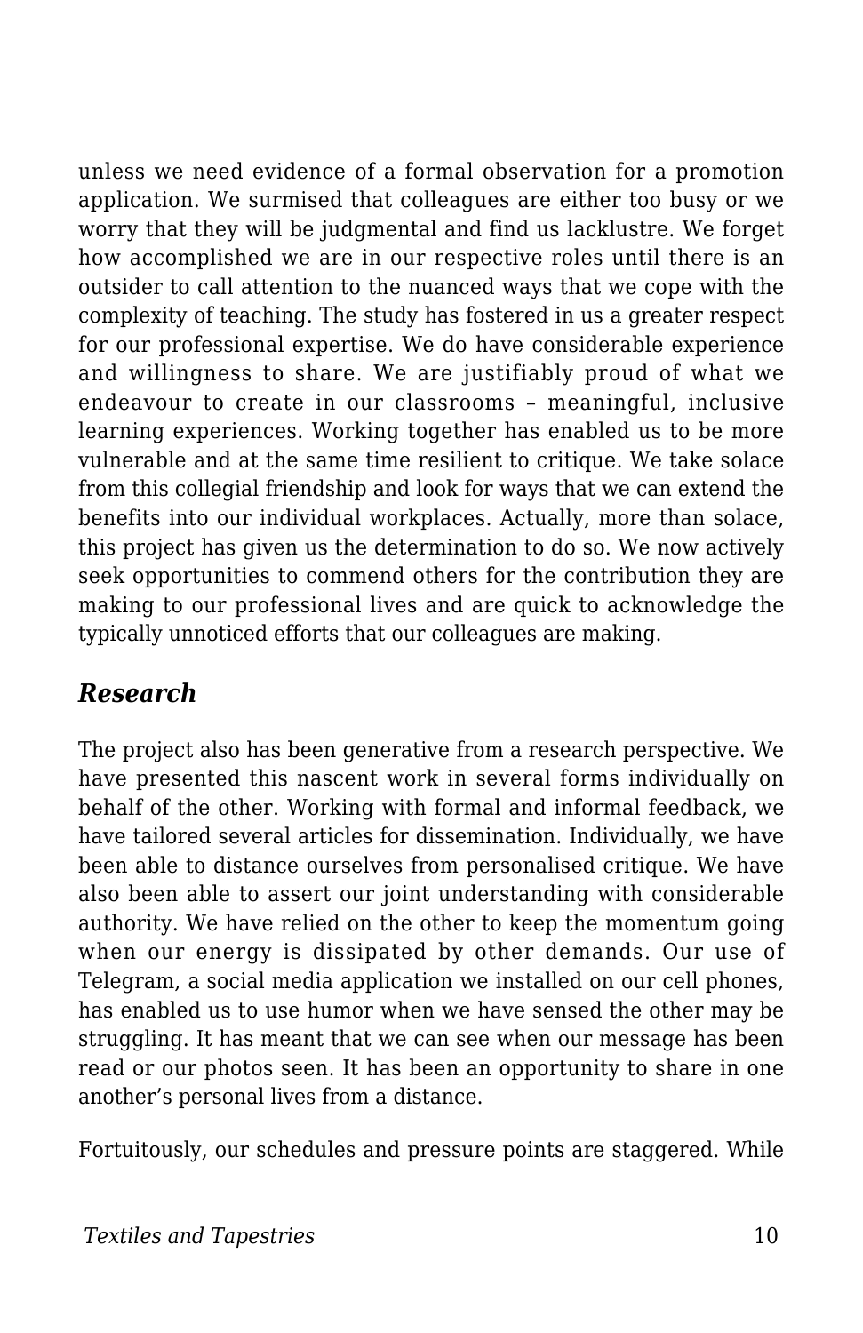unless we need evidence of a formal observation for a promotion application. We surmised that colleagues are either too busy or we worry that they will be judgmental and find us lacklustre. We forget how accomplished we are in our respective roles until there is an outsider to call attention to the nuanced ways that we cope with the complexity of teaching. The study has fostered in us a greater respect for our professional expertise. We do have considerable experience and willingness to share. We are justifiably proud of what we endeavour to create in our classrooms – meaningful, inclusive learning experiences. Working together has enabled us to be more vulnerable and at the same time resilient to critique. We take solace from this collegial friendship and look for ways that we can extend the benefits into our individual workplaces. Actually, more than solace, this project has given us the determination to do so. We now actively seek opportunities to commend others for the contribution they are making to our professional lives and are quick to acknowledge the typically unnoticed efforts that our colleagues are making.

### *Research*

The project also has been generative from a research perspective. We have presented this nascent work in several forms individually on behalf of the other. Working with formal and informal feedback, we have tailored several articles for dissemination. Individually, we have been able to distance ourselves from personalised critique. We have also been able to assert our joint understanding with considerable authority. We have relied on the other to keep the momentum going when our energy is dissipated by other demands. Our use of Telegram, a social media application we installed on our cell phones, has enabled us to use humor when we have sensed the other may be struggling. It has meant that we can see when our message has been read or our photos seen. It has been an opportunity to share in one another's personal lives from a distance.

Fortuitously, our schedules and pressure points are staggered. While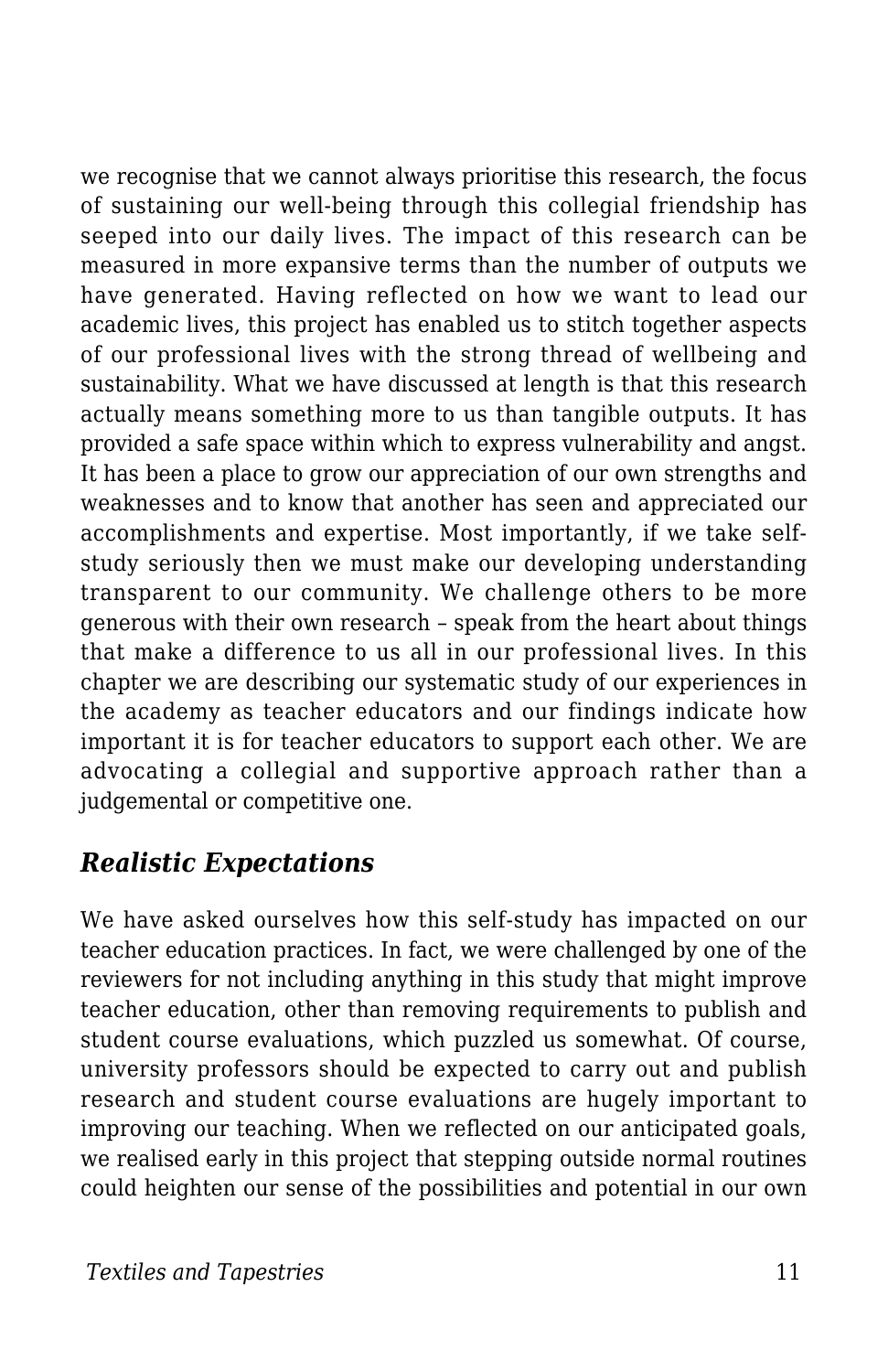we recognise that we cannot always prioritise this research, the focus of sustaining our well-being through this collegial friendship has seeped into our daily lives. The impact of this research can be measured in more expansive terms than the number of outputs we have generated. Having reflected on how we want to lead our academic lives, this project has enabled us to stitch together aspects of our professional lives with the strong thread of wellbeing and sustainability. What we have discussed at length is that this research actually means something more to us than tangible outputs. It has provided a safe space within which to express vulnerability and angst. It has been a place to grow our appreciation of our own strengths and weaknesses and to know that another has seen and appreciated our accomplishments and expertise. Most importantly, if we take self-study seriously then we must make our developing understanding transparent to our community. We challenge others to be more generous with their own research – speak from the heart about things that make a difference to us all in our professional lives. In this chapter we are describing our systematic study of our experiences in the academy as teacher educators and our findings indicate how important it is for teacher educators to support each other. We are advocating a collegial and supportive approach rather than a judgemental or competitive one.

### *Realistic Expectations*

We have asked ourselves how this self-study has impacted on our teacher education practices. In fact, we were challenged by one of the reviewers for not including anything in this study that might improve teacher education, other than removing requirements to publish and student course evaluations, which puzzled us somewhat. Of course, university professors should be expected to carry out and publish research and student course evaluations are hugely important to improving our teaching. When we reflected on our anticipated goals, we realised early in this project that stepping outside normal routines could heighten our sense of the possibilities and potential in our own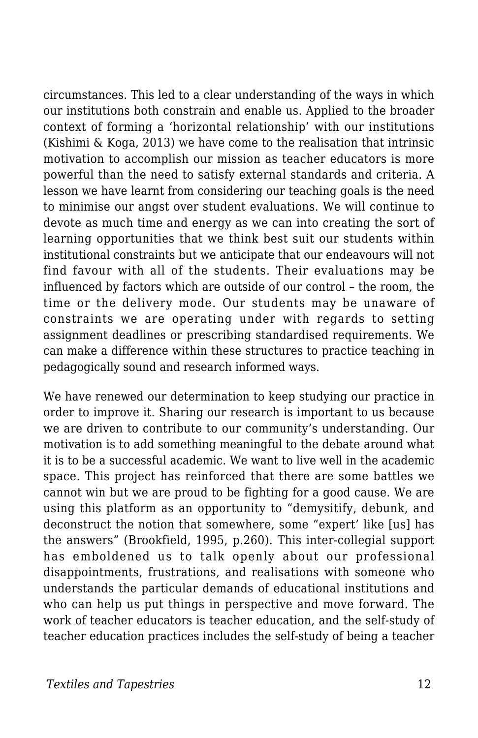circumstances. This led to a clear understanding of the ways in which our institutions both constrain and enable us. Applied to the broader context of forming a 'horizontal relationship' with our institutions (Kishimi & Koga, 2013) we have come to the realisation that intrinsic motivation to accomplish our mission as teacher educators is more powerful than the need to satisfy external standards and criteria. A lesson we have learnt from considering our teaching goals is the need to minimise our angst over student evaluations. We will continue to devote as much time and energy as we can into creating the sort of learning opportunities that we think best suit our students within institutional constraints but we anticipate that our endeavours will not find favour with all of the students. Their evaluations may be influenced by factors which are outside of our control – the room, the time or the delivery mode. Our students may be unaware of constraints we are operating under with regards to setting assignment deadlines or prescribing standardised requirements. We can make a difference within these structures to practice teaching in pedagogically sound and research informed ways.

We have renewed our determination to keep studying our practice in order to improve it. Sharing our research is important to us because we are driven to contribute to our community's understanding. Our motivation is to add something meaningful to the debate around what it is to be a successful academic. We want to live well in the academic space. This project has reinforced that there are some battles we cannot win but we are proud to be fighting for a good cause. We are using this platform as an opportunity to "demysitify, debunk, and deconstruct the notion that somewhere, some "expert' like [us] has the answers" (Brookfield, 1995, p.260). This inter-collegial support has emboldened us to talk openly about our professional disappointments, frustrations, and realisations with someone who understands the particular demands of educational institutions and who can help us put things in perspective and move forward. The work of teacher educators is teacher education, and the self-study of teacher education practices includes the self-study of being a teacher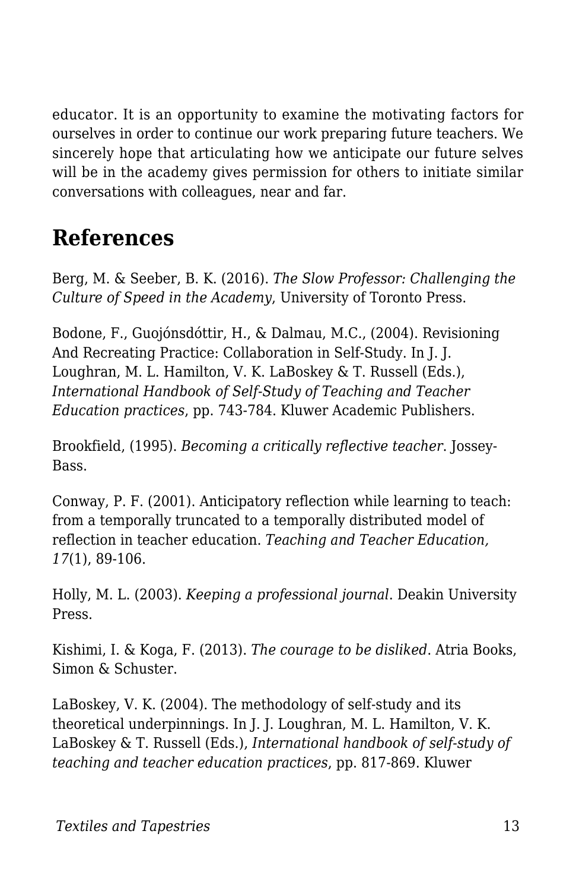educator. It is an opportunity to examine the motivating factors for ourselves in order to continue our work preparing future teachers. We sincerely hope that articulating how we anticipate our future selves will be in the academy gives permission for others to initiate similar conversations with colleagues, near and far.

## References

Berg, M. & Seeber, B. K. (2016). *The Slow Professor: Challenging the Culture of Speed in the Academy*, University of Toronto Press.

Bodone, F., Guojónsdóttir, H., & Dalmau, M.C., (2004). Revisioning And Recreating Practice: Collaboration in Self-Study. In J. J. Loughran, M. L. Hamilton, V. K. LaBoskey & T. Russell (Eds.), *International Handbook of Self-Study of Teaching and Teacher Education practices*, pp. 743-784. Kluwer Academic Publishers.

Brookfield, (1995). *Becoming a critically reflective teacher*. Jossey-Bass.

Conway, P. F. (2001). Anticipatory reflection while learning to teach: from a temporally truncated to a temporally distributed model of reflection in teacher education. *Teaching and Teacher Education, 17*(1), 89-106.

Holly, M. L. (2003). *Keeping a professional journal*. Deakin University Press.

Kishimi, I. & Koga, F. (2013). *The courage to be disliked*. Atria Books, Simon & Schuster.

LaBoskey, V. K. (2004). The methodology of self-study and its theoretical underpinnings. In J. J. Loughran, M. L. Hamilton, V. K. LaBoskey & T. Russell (Eds.), *International handbook of self-study of teaching and teacher education practices*, pp. 817-869. Kluwer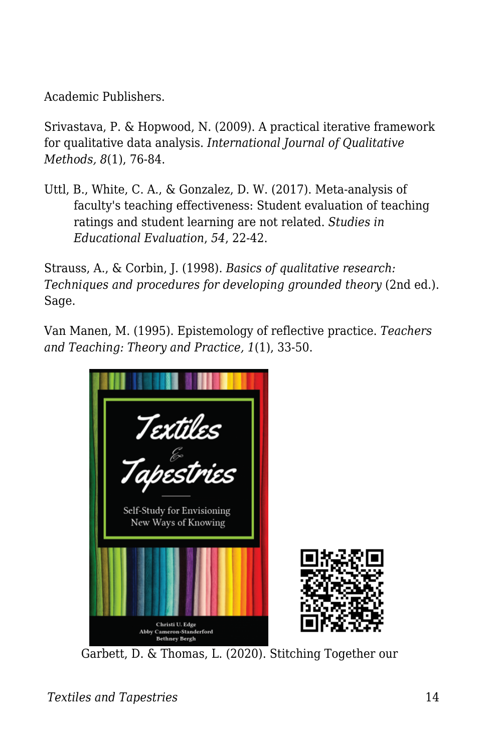Academic Publishers.

Srivastava, P. & Hopwood, N. (2009). A practical iterative framework for qualitative data analysis. *International Journal of Qualitative Methods, 8*(1), 76-84.

Uttl, B., White, C. A., & Gonzalez, D. W. (2017). Meta-analysis of faculty's teaching effectiveness: Student evaluation of teaching ratings and student learning are not related. *Studies in Educational Evaluation*, *54*, 22-42.

Strauss, A., & Corbin, J. (1998). *Basics of qualitative research: Techniques and procedures for developing grounded theory* (2nd ed.). Sage.

Van Manen, M. (1995). Epistemology of reflective practice. *Teachers and Teaching: Theory and Practice, 1*(1), 33-50.

Garbett, D. & Thomas, L. (2020). Stitching Together our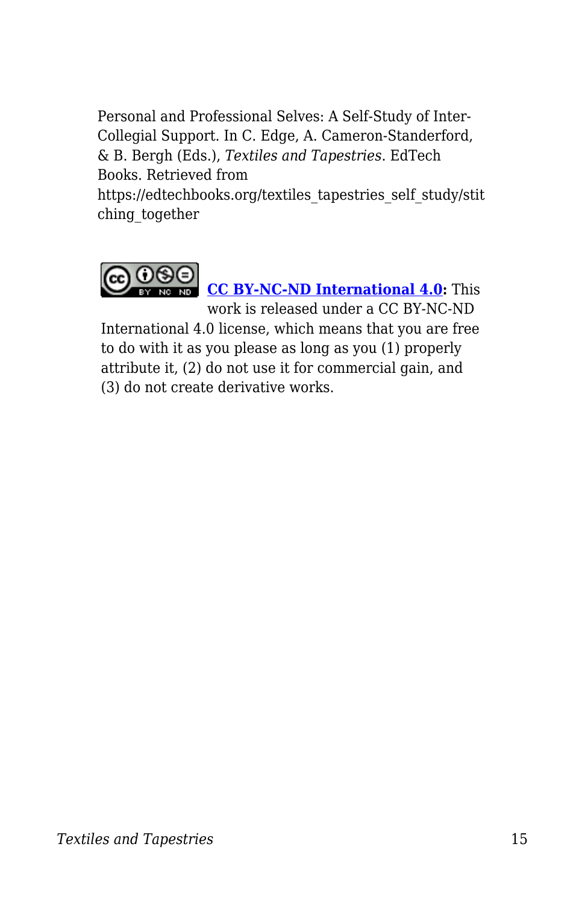Personal and Professional Selves: A Self-Study of Inter-Collegial Support. In C. Edge, A. Cameron-Standerford, & B. Bergh (Eds.), *Textiles and Tapestries*. EdTech Books. Retrieved from https://edtechbooks.org/textiles_tapestries_self_study/stitching_together

**CC BY-NC-ND International 4.0:** This work is released under a CC BY-NC-ND International 4.0 license, which means that you are free to do with it as you please as long as you (1) properly attribute it, (2) do not use it for commercial gain, and (3) do not create derivative works.